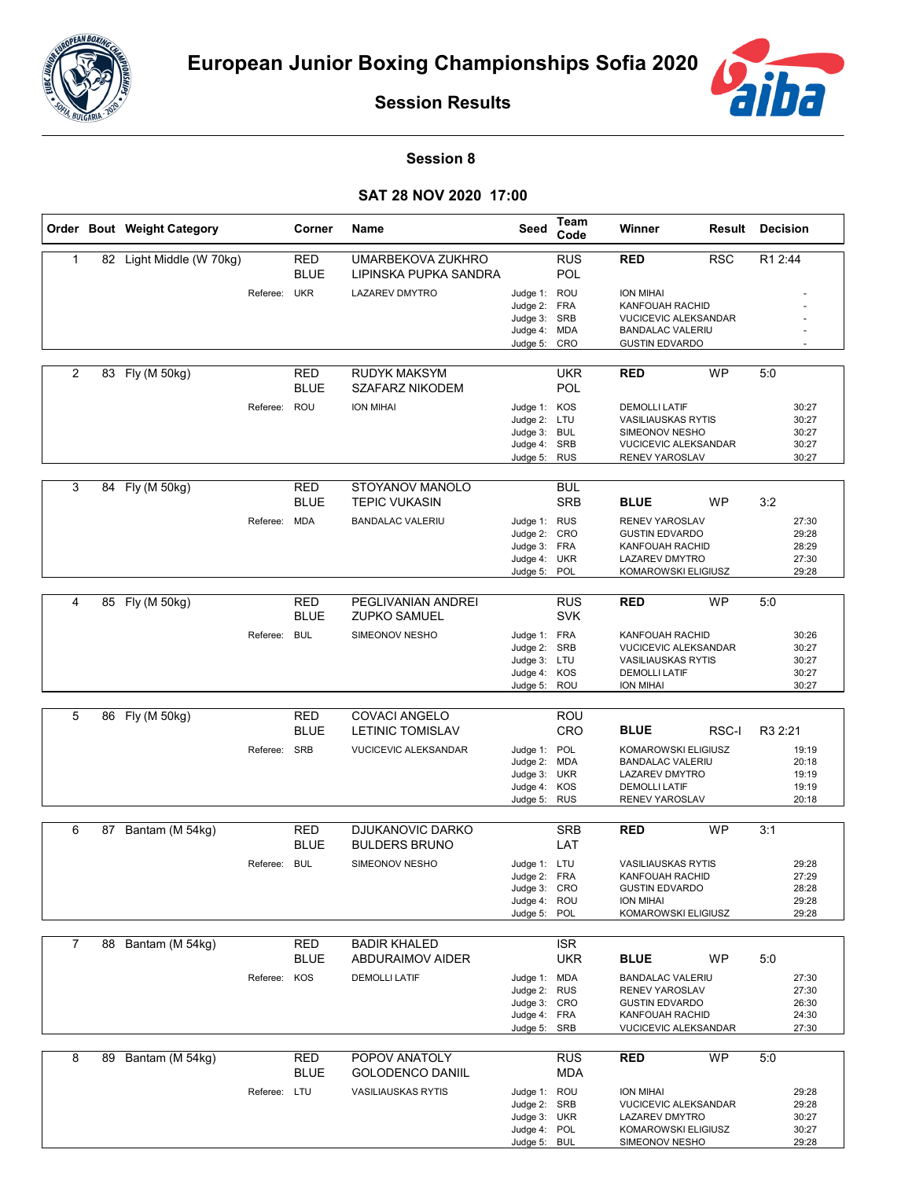# European Junior Boxing Championships Sofia 2020

## Session Results

### Session 8

### SAT 28 NOV 2020 17:00

| Order | Bout | Weight Category | Corner | Name | Seed | Team Code | Winner | Result | Decision |
|---|---|---|---|---|---|---|---|---|---|
| 1 | 82 | Light Middle (W 70kg) | RED | UMARBEKOVA ZUKHRO | | RUS | RED | RSC | R1 2:44 |
| | | | BLUE | LIPINSKA PUPKA SANDRA | | POL | | | |
| | | Referee: | UKR | LAZAREV DMYTRO | Judge 1: | ROU | ION MIHAI | | - |
| | | | | | Judge 2: | FRA | KANFOUAH RACHID | | - |
| | | | | | Judge 3: | SRB | VUCICEVIC ALEKSANDAR | | - |
| | | | | | Judge 4: | MDA | BANDALAC VALERIU | | - |
| | | | | | Judge 5: | CRO | GUSTIN EDVARDO | | - |
| 2 | 83 | Fly (M 50kg) | RED | RUDYK MAKSYM | | UKR | RED | WP | 5:0 |
| | | | BLUE | SZAFARZ NIKODEM | | POL | | | |
| | | Referee: | ROU | ION MIHAI | Judge 1: | KOS | DEMOLLI LATIF | | 30:27 |
| | | | | | Judge 2: | LTU | VASILIAUSKAS RYTIS | | 30:27 |
| | | | | | Judge 3: | BUL | SIMEONOV NESHO | | 30:27 |
| | | | | | Judge 4: | SRB | VUCICEVIC ALEKSANDAR | | 30:27 |
| | | | | | Judge 5: | RUS | RENEV YAROSLAV | | 30:27 |
| 3 | 84 | Fly (M 50kg) | RED | STOYANOV MANOLO | | BUL | | | |
| | | | BLUE | TEPIC VUKASIN | | SRB | BLUE | WP | 3:2 |
| | | Referee: | MDA | BANDALAC VALERIU | Judge 1: | RUS | RENEV YAROSLAV | | 27:30 |
| | | | | | Judge 2: | CRO | GUSTIN EDVARDO | | 29:28 |
| | | | | | Judge 3: | FRA | KANFOUAH RACHID | | 28:29 |
| | | | | | Judge 4: | UKR | LAZAREV DMYTRO | | 27:30 |
| | | | | | Judge 5: | POL | KOMAROWSKI ELIGIUSZ | | 29:28 |
| 4 | 85 | Fly (M 50kg) | RED | PEGLIVANIAN ANDREI | | RUS | RED | WP | 5:0 |
| | | | BLUE | ZUPKO SAMUEL | | SVK | | | |
| | | Referee: | BUL | SIMEONOV NESHO | Judge 1: | FRA | KANFOUAH RACHID | | 30:26 |
| | | | | | Judge 2: | SRB | VUCICEVIC ALEKSANDAR | | 30:27 |
| | | | | | Judge 3: | LTU | VASILIAUSKAS RYTIS | | 30:27 |
| | | | | | Judge 4: | KOS | DEMOLLI LATIF | | 30:27 |
| | | | | | Judge 5: | ROU | ION MIHAI | | 30:27 |
| 5 | 86 | Fly (M 50kg) | RED | COVACI ANGELO | | ROU | | | |
| | | | BLUE | LETINIC TOMISLAV | | CRO | BLUE | RSC-I | R3 2:21 |
| | | Referee: | SRB | VUCICEVIC ALEKSANDAR | Judge 1: | POL | KOMAROWSKI ELIGIUSZ | | 19:19 |
| | | | | | Judge 2: | MDA | BANDALAC VALERIU | | 20:18 |
| | | | | | Judge 3: | UKR | LAZAREV DMYTRO | | 19:19 |
| | | | | | Judge 4: | KOS | DEMOLLI LATIF | | 19:19 |
| | | | | | Judge 5: | RUS | RENEV YAROSLAV | | 20:18 |
| 6 | 87 | Bantam (M 54kg) | RED | DJUKANOVIC DARKO | | SRB | RED | WP | 3:1 |
| | | | BLUE | BULDERS BRUNO | | LAT | | | |
| | | Referee: | BUL | SIMEONOV NESHO | Judge 1: | LTU | VASILIAUSKAS RYTIS | | 29:28 |
| | | | | | Judge 2: | FRA | KANFOUAH RACHID | | 27:29 |
| | | | | | Judge 3: | CRO | GUSTIN EDVARDO | | 28:28 |
| | | | | | Judge 4: | ROU | ION MIHAI | | 29:28 |
| | | | | | Judge 5: | POL | KOMAROWSKI ELIGIUSZ | | 29:28 |
| 7 | 88 | Bantam (M 54kg) | RED | BADIR KHALED | | ISR | | | |
| | | | BLUE | ABDURAIMOV AIDER | | UKR | BLUE | WP | 5:0 |
| | | Referee: | KOS | DEMOLLI LATIF | Judge 1: | MDA | BANDALAC VALERIU | | 27:30 |
| | | | | | Judge 2: | RUS | RENEV YAROSLAV | | 27:30 |
| | | | | | Judge 3: | CRO | GUSTIN EDVARDO | | 26:30 |
| | | | | | Judge 4: | FRA | KANFOUAH RACHID | | 24:30 |
| | | | | | Judge 5: | SRB | VUCICEVIC ALEKSANDAR | | 27:30 |
| 8 | 89 | Bantam (M 54kg) | RED | POPOV ANATOLY | | RUS | RED | WP | 5:0 |
| | | | BLUE | GOLODENCO DANIIL | | MDA | | | |
| | | Referee: | LTU | VASILIAUSKAS RYTIS | Judge 1: | ROU | ION MIHAI | | 29:28 |
| | | | | | Judge 2: | SRB | VUCICEVIC ALEKSANDAR | | 29:28 |
| | | | | | Judge 3: | UKR | LAZAREV DMYTRO | | 30:27 |
| | | | | | Judge 4: | POL | KOMAROWSKI ELIGIUSZ | | 30:27 |
| | | | | | Judge 5: | BUL | SIMEONOV NESHO | | 29:28 |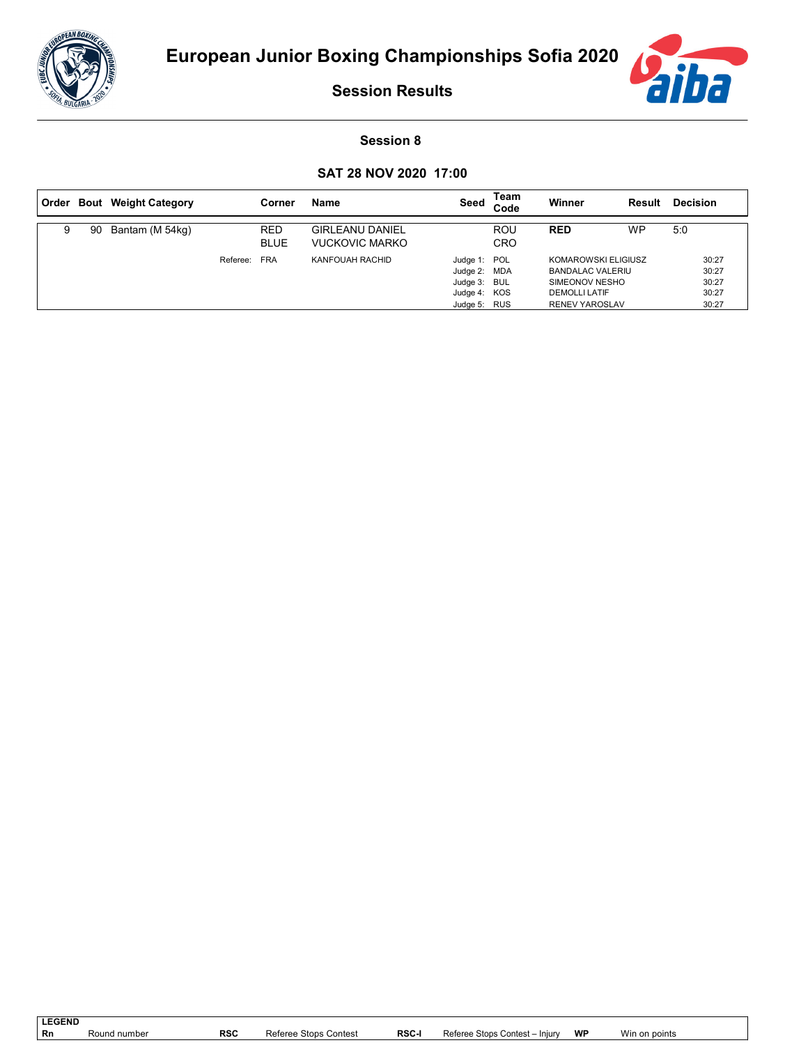# European Junior Boxing Championships Sofia 2020

## Session Results

### Session 8

### SAT 28 NOV 2020 17:00

| Order | Bout | Weight Category | | Corner | Name | Seed | Team Code | Winner | Result | Decision |
|---|---|---|---|---|---|---|---|---|---|---|
| 9 | 90 | Bantam (M 54kg) | | RED<br>BLUE | GIRLEANU DANIEL<br>VUCKOVIC MARKO | | ROU<br>CRO | **RED** | WP | 5:0 |
| | | | Referee: | FRA | KANFOUAH RACHID | Judge 1: | POL | KOMAROWSKI ELIGIUSZ | | 30:27 |
| | | | | | | Judge 2: | MDA | BANDALAC VALERIU | | 30:27 |
| | | | | | | Judge 3: | BUL | SIMEONOV NESHO | | 30:27 |
| | | | | | | Judge 4: | KOS | DEMOLLI LATIF | | 30:27 |
| | | | | | | Judge 5: | RUS | RENEV YAROSLAV | | 30:27 |

**LEGEND**

| | | | | | | | |
|---|---|---|---|---|---|---|---|
| **Rn** | Round number | **RSC** | Referee Stops Contest | **RSC-I** | Referee Stops Contest – Injury | **WP** | Win on points |